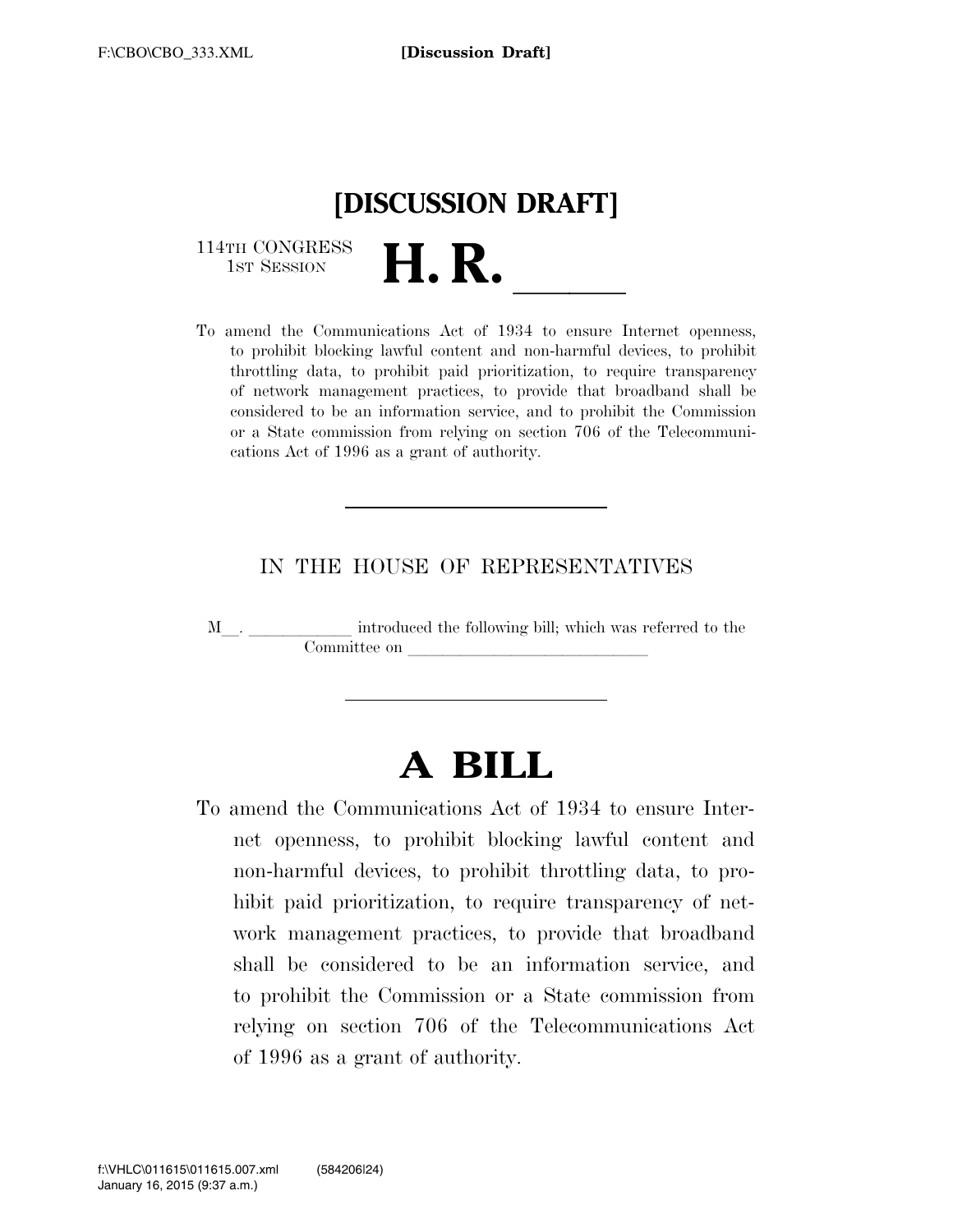# [DISCUSSION DRAFT]

114TH CONGRESS
1ST SESSION

# H. R. \_\_\_\_\_

To amend the Communications Act of 1934 to ensure Internet openness, to prohibit blocking lawful content and non-harmful devices, to prohibit throttling data, to prohibit paid prioritization, to require transparency of network management practices, to provide that broadband shall be considered to be an information service, and to prohibit the Commission or a State commission from relying on section 706 of the Telecommunications Act of 1996 as a grant of authority.

---

IN THE HOUSE OF REPRESENTATIVES

M\_\_. \_\_\_\_\_\_\_\_\_\_\_\_ introduced the following bill; which was referred to the Committee on \_\_\_\_\_\_\_\_\_\_\_\_\_\_\_\_\_\_\_\_\_\_\_\_\_\_\_\_

---

# A BILL

To amend the Communications Act of 1934 to ensure Internet openness, to prohibit blocking lawful content and non-harmful devices, to prohibit throttling data, to prohibit paid prioritization, to require transparency of network management practices, to provide that broadband shall be considered to be an information service, and to prohibit the Commission or a State commission from relying on section 706 of the Telecommunications Act of 1996 as a grant of authority.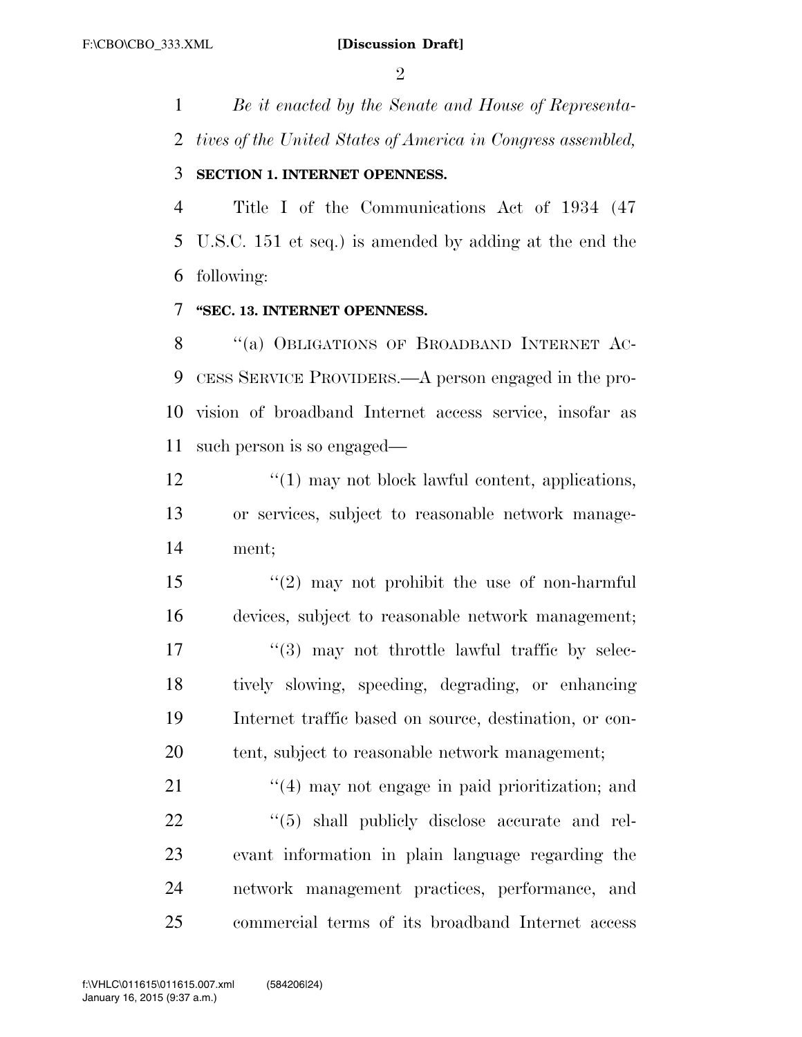*Be it enacted by the Senate and House of Representatives of the United States of America in Congress assembled,*

**SECTION 1. INTERNET OPENNESS.**

Title I of the Communications Act of 1934 (47 U.S.C. 151 et seq.) is amended by adding at the end the following:

**"SEC. 13. INTERNET OPENNESS.**

"(a) OBLIGATIONS OF BROADBAND INTERNET ACCESS SERVICE PROVIDERS.—A person engaged in the provision of broadband Internet access service, insofar as such person is so engaged—

"(1) may not block lawful content, applications, or services, subject to reasonable network management;

"(2) may not prohibit the use of non-harmful devices, subject to reasonable network management;

"(3) may not throttle lawful traffic by selectively slowing, speeding, degrading, or enhancing Internet traffic based on source, destination, or content, subject to reasonable network management;

"(4) may not engage in paid prioritization; and

"(5) shall publicly disclose accurate and relevant information in plain language regarding the network management practices, performance, and commercial terms of its broadband Internet access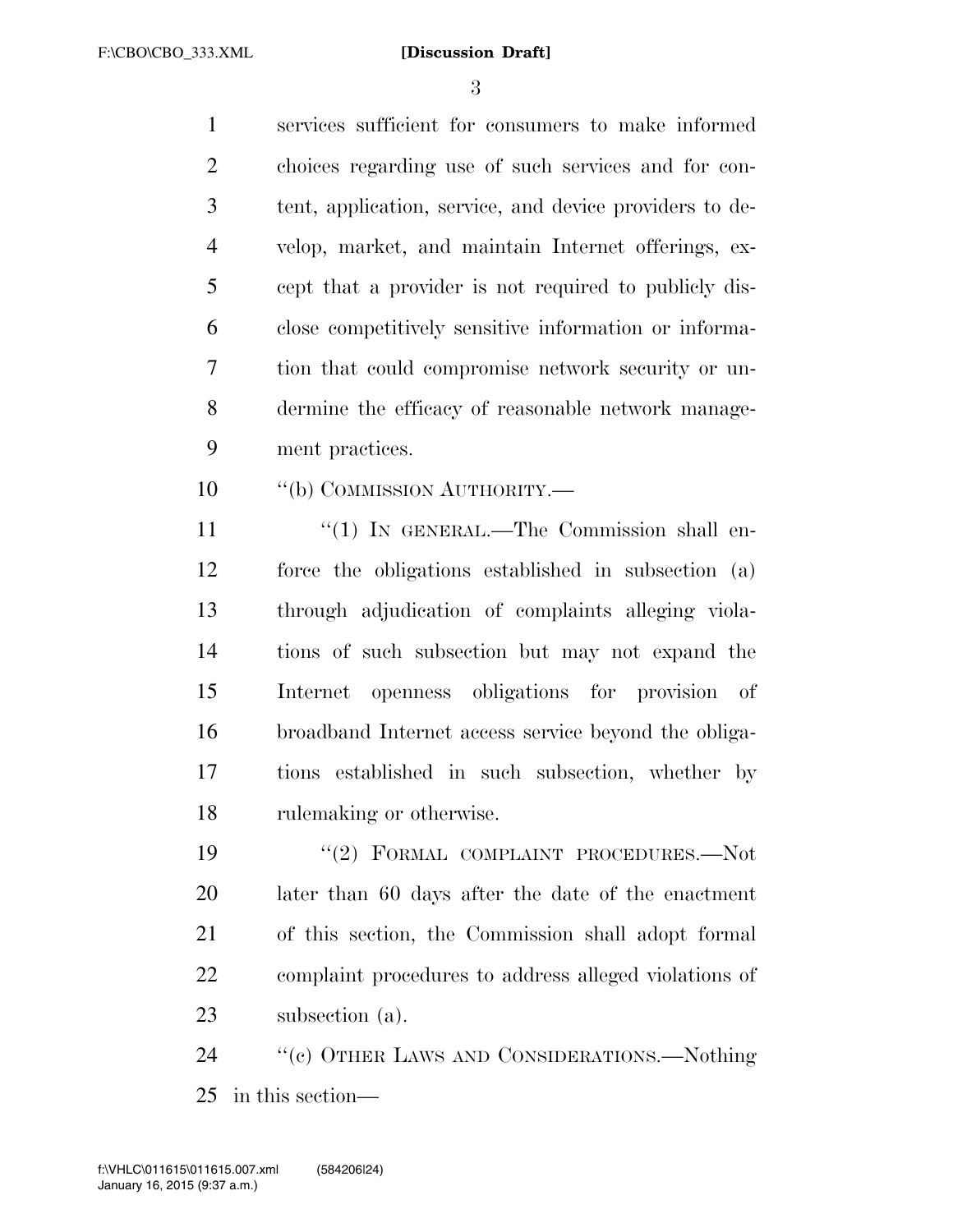services sufficient for consumers to make informed choices regarding use of such services and for content, application, service, and device providers to develop, market, and maintain Internet offerings, except that a provider is not required to publicly disclose competitively sensitive information or information that could compromise network security or undermine the efficacy of reasonable network management practices.

"(b) COMMISSION AUTHORITY.—

"(1) IN GENERAL.—The Commission shall enforce the obligations established in subsection (a) through adjudication of complaints alleging violations of such subsection but may not expand the Internet openness obligations for provision of broadband Internet access service beyond the obligations established in such subsection, whether by rulemaking or otherwise.

"(2) FORMAL COMPLAINT PROCEDURES.—Not later than 60 days after the date of the enactment of this section, the Commission shall adopt formal complaint procedures to address alleged violations of subsection (a).

"(c) OTHER LAWS AND CONSIDERATIONS.—Nothing in this section—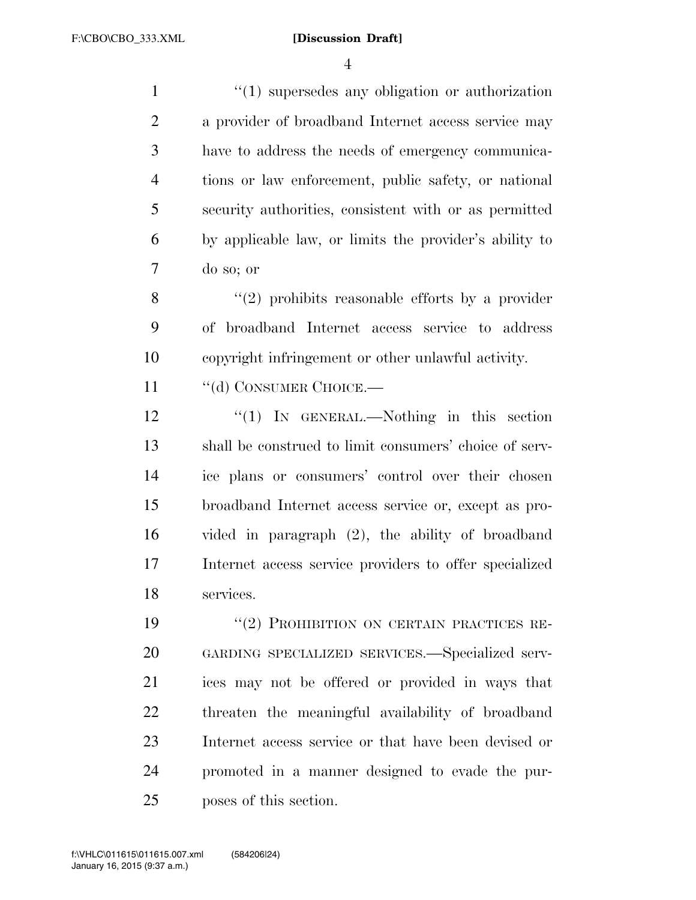"(1) supersedes any obligation or authorization a provider of broadband Internet access service may have to address the needs of emergency communications or law enforcement, public safety, or national security authorities, consistent with or as permitted by applicable law, or limits the provider's ability to do so; or

"(2) prohibits reasonable efforts by a provider of broadband Internet access service to address copyright infringement or other unlawful activity.

"(d) CONSUMER CHOICE.—

"(1) IN GENERAL.—Nothing in this section shall be construed to limit consumers' choice of service plans or consumers' control over their chosen broadband Internet access service or, except as provided in paragraph (2), the ability of broadband Internet access service providers to offer specialized services.

"(2) PROHIBITION ON CERTAIN PRACTICES REGARDING SPECIALIZED SERVICES.—Specialized services may not be offered or provided in ways that threaten the meaningful availability of broadband Internet access service or that have been devised or promoted in a manner designed to evade the purposes of this section.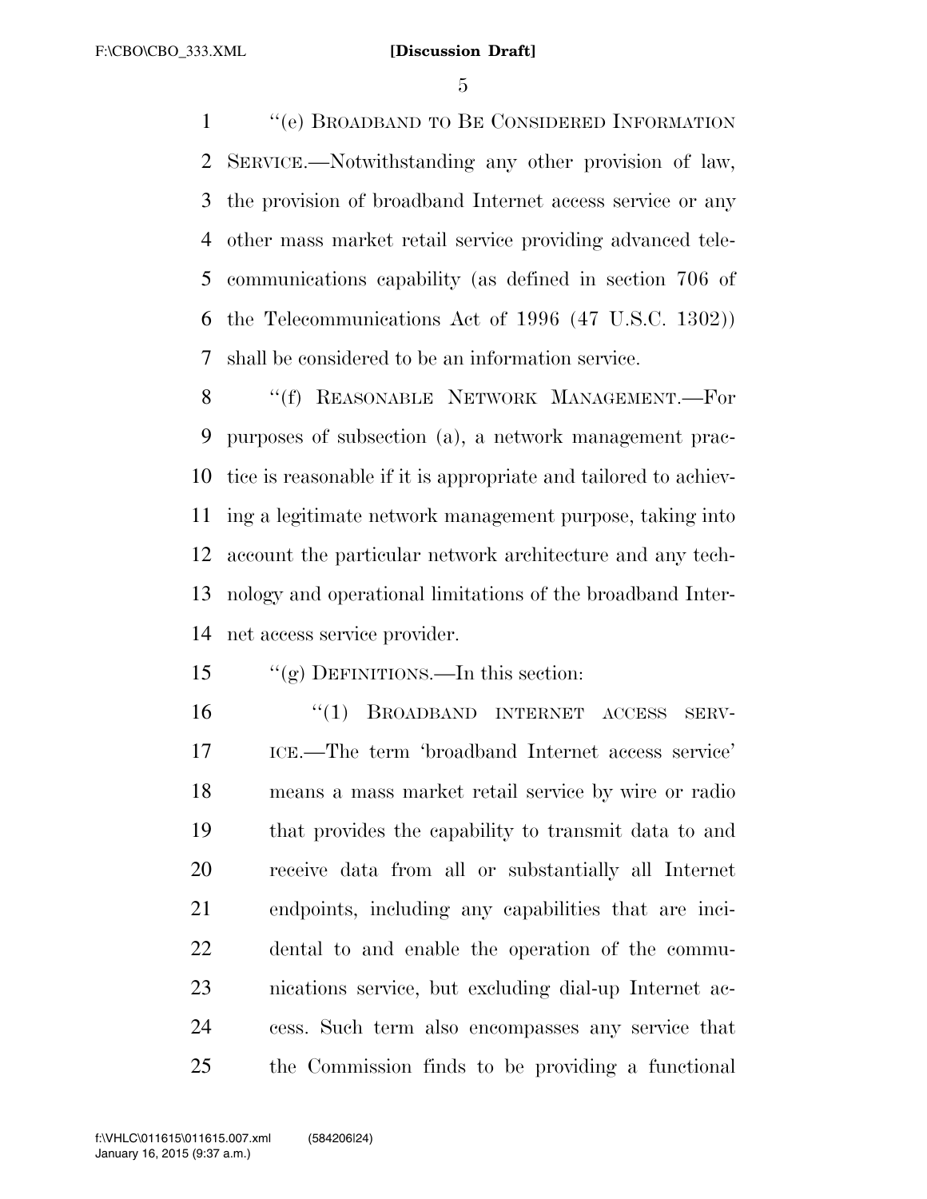"(e) BROADBAND TO BE CONSIDERED INFORMATION SERVICE.—Notwithstanding any other provision of law, the provision of broadband Internet access service or any other mass market retail service providing advanced telecommunications capability (as defined in section 706 of the Telecommunications Act of 1996 (47 U.S.C. 1302)) shall be considered to be an information service.

"(f) REASONABLE NETWORK MANAGEMENT.—For purposes of subsection (a), a network management practice is reasonable if it is appropriate and tailored to achieving a legitimate network management purpose, taking into account the particular network architecture and any technology and operational limitations of the broadband Internet access service provider.

"(g) DEFINITIONS.—In this section:

"(1) BROADBAND INTERNET ACCESS SERVICE.—The term 'broadband Internet access service' means a mass market retail service by wire or radio that provides the capability to transmit data to and receive data from all or substantially all Internet endpoints, including any capabilities that are incidental to and enable the operation of the communications service, but excluding dial-up Internet access. Such term also encompasses any service that the Commission finds to be providing a functional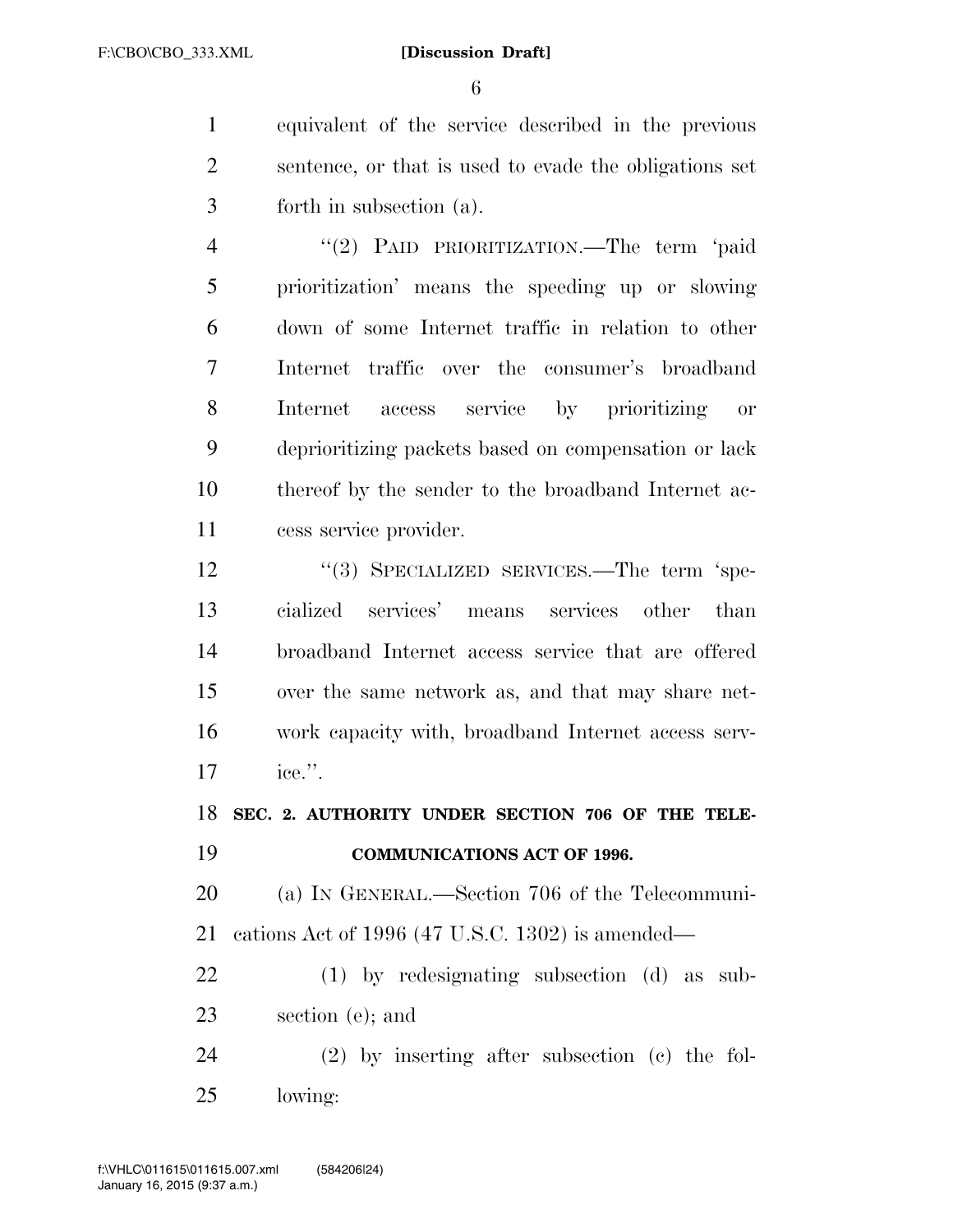equivalent of the service described in the previous sentence, or that is used to evade the obligations set forth in subsection (a).

"(2) PAID PRIORITIZATION.—The term 'paid prioritization' means the speeding up or slowing down of some Internet traffic in relation to other Internet traffic over the consumer's broadband Internet access service by prioritizing or deprioritizing packets based on compensation or lack thereof by the sender to the broadband Internet access service provider.

"(3) SPECIALIZED SERVICES.—The term 'specialized services' means services other than broadband Internet access service that are offered over the same network as, and that may share network capacity with, broadband Internet access service.".

**SEC. 2. AUTHORITY UNDER SECTION 706 OF THE TELECOMMUNICATIONS ACT OF 1996.**

(a) IN GENERAL.—Section 706 of the Telecommunications Act of 1996 (47 U.S.C. 1302) is amended—

(1) by redesignating subsection (d) as subsection (e); and

(2) by inserting after subsection (c) the following: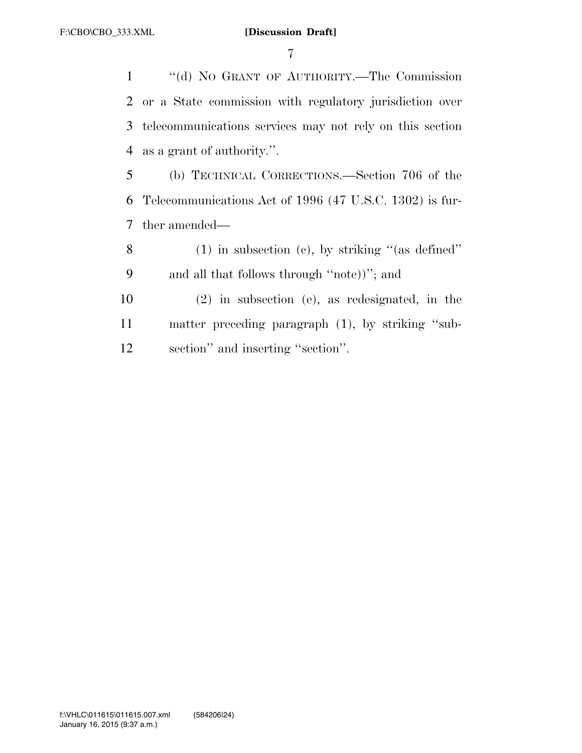"(d) NO GRANT OF AUTHORITY.—The Commission or a State commission with regulatory jurisdiction over telecommunications services may not rely on this section as a grant of authority.".

(b) TECHNICAL CORRECTIONS.—Section 706 of the Telecommunications Act of 1996 (47 U.S.C. 1302) is further amended—

(1) in subsection (c), by striking "(as defined" and all that follows through "note))"; and

(2) in subsection (e), as redesignated, in the matter preceding paragraph (1), by striking "subsection" and inserting "section".